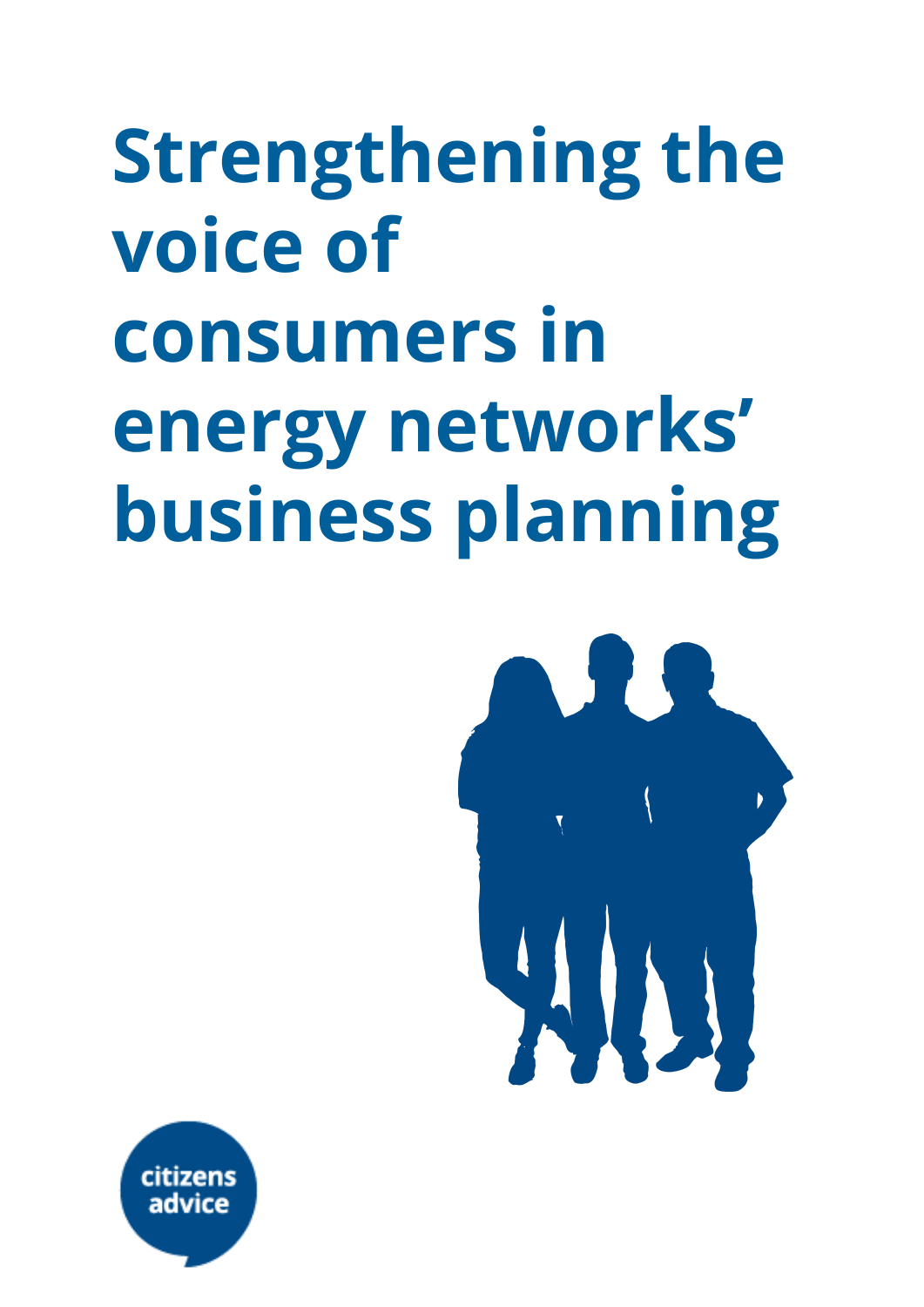# Strengthening the voice of consumers in energy networks' business planning

citizens advice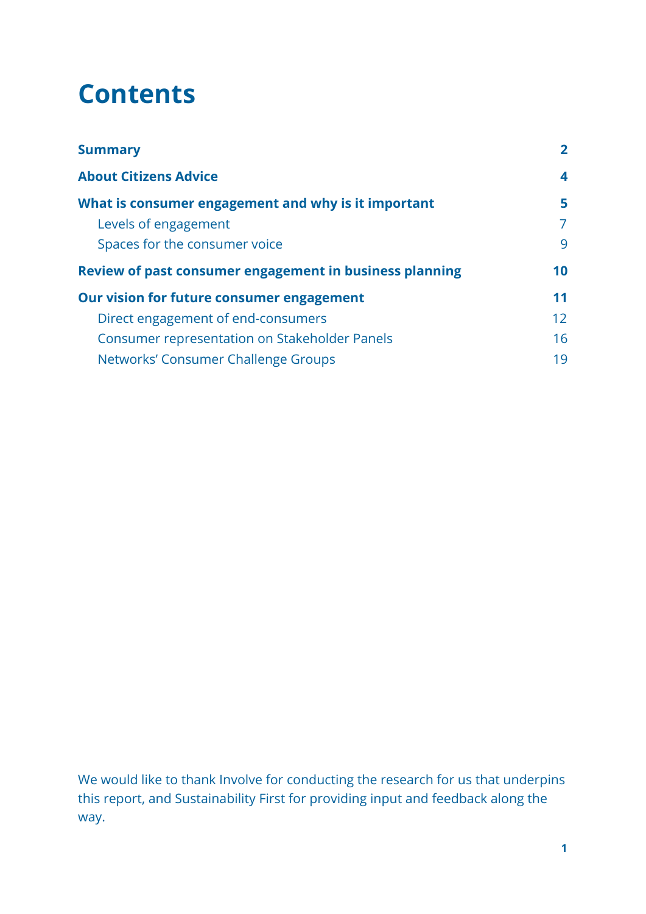# Contents

| | |
|---|---|
| **Summary** | **2** |
| **About Citizens Advice** | **4** |
| **What is consumer engagement and why is it important** | **5** |
| Levels of engagement | 7 |
| Spaces for the consumer voice | 9 |
| **Review of past consumer engagement in business planning** | **10** |
| **Our vision for future consumer engagement** | **11** |
| Direct engagement of end-consumers | 12 |
| Consumer representation on Stakeholder Panels | 16 |
| Networks' Consumer Challenge Groups | 19 |

We would like to thank Involve for conducting the research for us that underpins this report, and Sustainability First for providing input and feedback along the way.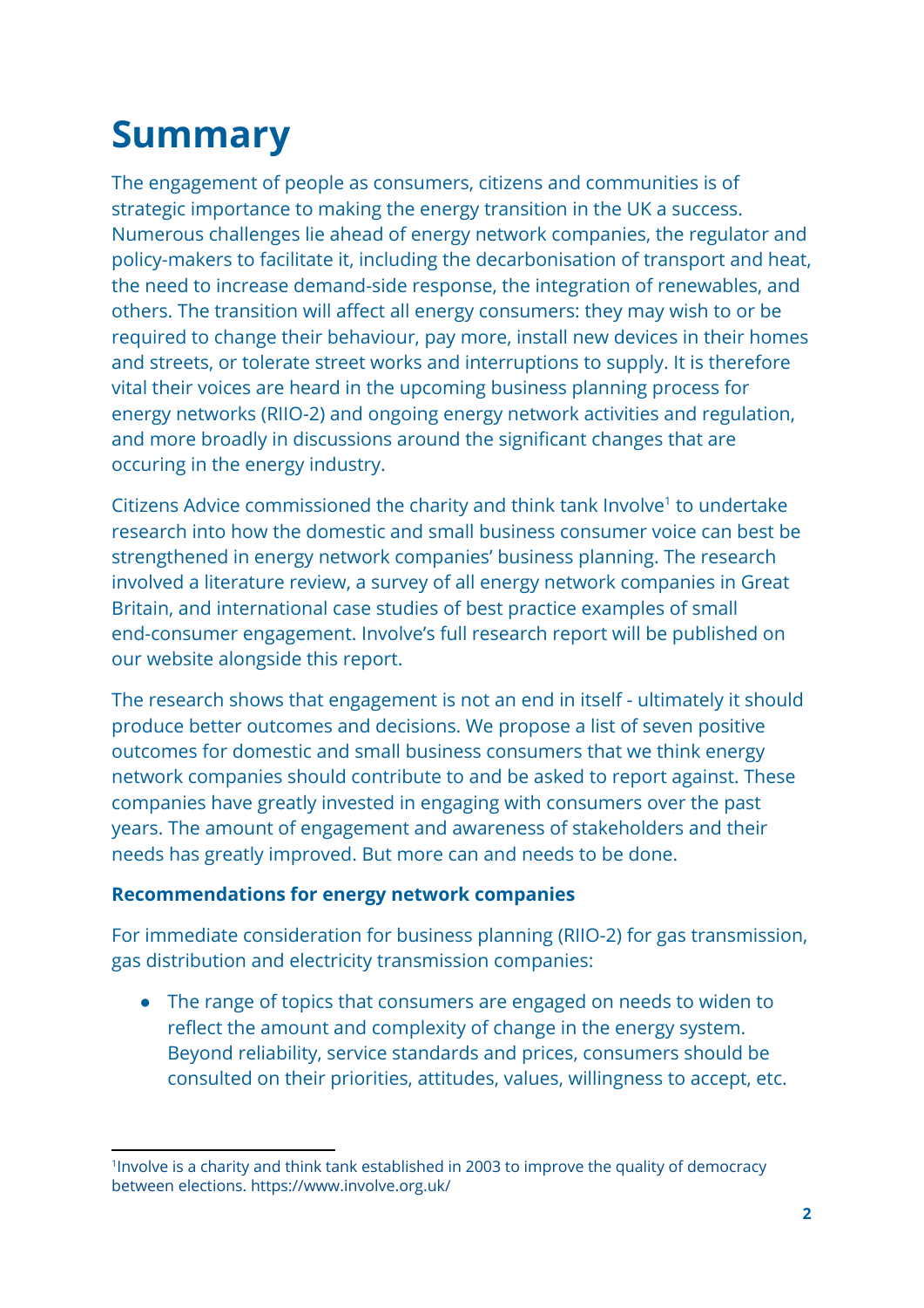# Summary

The engagement of people as consumers, citizens and communities is of strategic importance to making the energy transition in the UK a success. Numerous challenges lie ahead of energy network companies, the regulator and policy-makers to facilitate it, including the decarbonisation of transport and heat, the need to increase demand-side response, the integration of renewables, and others. The transition will affect all energy consumers: they may wish to or be required to change their behaviour, pay more, install new devices in their homes and streets, or tolerate street works and interruptions to supply. It is therefore vital their voices are heard in the upcoming business planning process for energy networks (RIIO-2) and ongoing energy network activities and regulation, and more broadly in discussions around the significant changes that are occuring in the energy industry.

Citizens Advice commissioned the charity and think tank Involve[1] to undertake research into how the domestic and small business consumer voice can best be strengthened in energy network companies' business planning. The research involved a literature review, a survey of all energy network companies in Great Britain, and international case studies of best practice examples of small end-consumer engagement. Involve's full research report will be published on our website alongside this report.

The research shows that engagement is not an end in itself - ultimately it should produce better outcomes and decisions. We propose a list of seven positive outcomes for domestic and small business consumers that we think energy network companies should contribute to and be asked to report against. These companies have greatly invested in engaging with consumers over the past years. The amount of engagement and awareness of stakeholders and their needs has greatly improved. But more can and needs to be done.

**Recommendations for energy network companies**

For immediate consideration for business planning (RIIO-2) for gas transmission, gas distribution and electricity transmission companies:

- The range of topics that consumers are engaged on needs to widen to reflect the amount and complexity of change in the energy system. Beyond reliability, service standards and prices, consumers should be consulted on their priorities, attitudes, values, willingness to accept, etc.

[1] Involve is a charity and think tank established in 2003 to improve the quality of democracy between elections. https://www.involve.org.uk/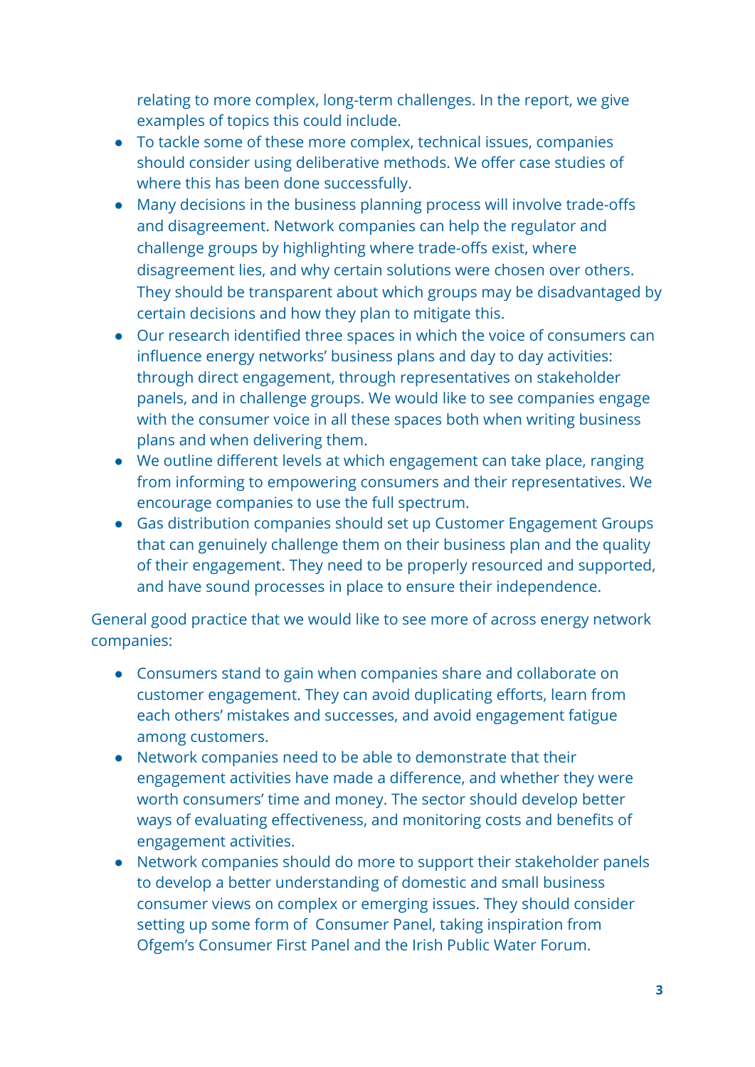relating to more complex, long-term challenges. In the report, we give examples of topics this could include.

- To tackle some of these more complex, technical issues, companies should consider using deliberative methods. We offer case studies of where this has been done successfully.
- Many decisions in the business planning process will involve trade-offs and disagreement. Network companies can help the regulator and challenge groups by highlighting where trade-offs exist, where disagreement lies, and why certain solutions were chosen over others. They should be transparent about which groups may be disadvantaged by certain decisions and how they plan to mitigate this.
- Our research identified three spaces in which the voice of consumers can influence energy networks' business plans and day to day activities: through direct engagement, through representatives on stakeholder panels, and in challenge groups. We would like to see companies engage with the consumer voice in all these spaces both when writing business plans and when delivering them.
- We outline different levels at which engagement can take place, ranging from informing to empowering consumers and their representatives. We encourage companies to use the full spectrum.
- Gas distribution companies should set up Customer Engagement Groups that can genuinely challenge them on their business plan and the quality of their engagement. They need to be properly resourced and supported, and have sound processes in place to ensure their independence.

General good practice that we would like to see more of across energy network companies:

- Consumers stand to gain when companies share and collaborate on customer engagement. They can avoid duplicating efforts, learn from each others' mistakes and successes, and avoid engagement fatigue among customers.
- Network companies need to be able to demonstrate that their engagement activities have made a difference, and whether they were worth consumers' time and money. The sector should develop better ways of evaluating effectiveness, and monitoring costs and benefits of engagement activities.
- Network companies should do more to support their stakeholder panels to develop a better understanding of domestic and small business consumer views on complex or emerging issues. They should consider setting up some form of Consumer Panel, taking inspiration from Ofgem's Consumer First Panel and the Irish Public Water Forum.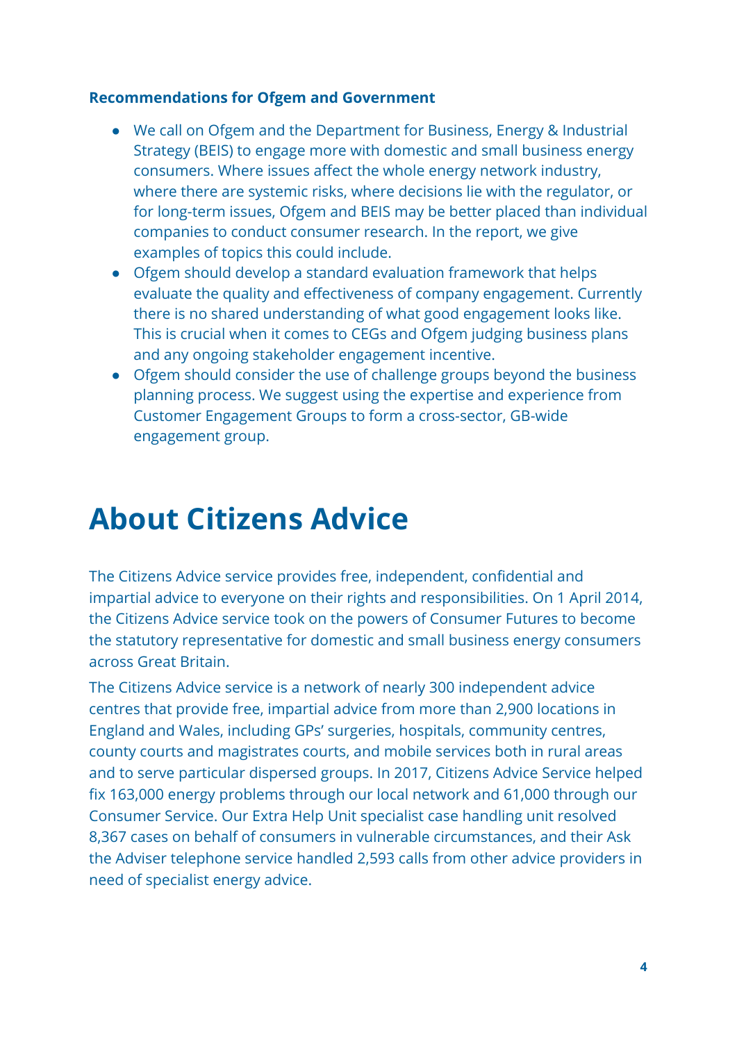**Recommendations for Ofgem and Government**

- We call on Ofgem and the Department for Business, Energy & Industrial Strategy (BEIS) to engage more with domestic and small business energy consumers. Where issues affect the whole energy network industry, where there are systemic risks, where decisions lie with the regulator, or for long-term issues, Ofgem and BEIS may be better placed than individual companies to conduct consumer research. In the report, we give examples of topics this could include.
- Ofgem should develop a standard evaluation framework that helps evaluate the quality and effectiveness of company engagement. Currently there is no shared understanding of what good engagement looks like. This is crucial when it comes to CEGs and Ofgem judging business plans and any ongoing stakeholder engagement incentive.
- Ofgem should consider the use of challenge groups beyond the business planning process. We suggest using the expertise and experience from Customer Engagement Groups to form a cross-sector, GB-wide engagement group.

# About Citizens Advice

The Citizens Advice service provides free, independent, confidential and impartial advice to everyone on their rights and responsibilities. On 1 April 2014, the Citizens Advice service took on the powers of Consumer Futures to become the statutory representative for domestic and small business energy consumers across Great Britain.

The Citizens Advice service is a network of nearly 300 independent advice centres that provide free, impartial advice from more than 2,900 locations in England and Wales, including GPs' surgeries, hospitals, community centres, county courts and magistrates courts, and mobile services both in rural areas and to serve particular dispersed groups. In 2017, Citizens Advice Service helped fix 163,000 energy problems through our local network and 61,000 through our Consumer Service. Our Extra Help Unit specialist case handling unit resolved 8,367 cases on behalf of consumers in vulnerable circumstances, and their Ask the Adviser telephone service handled 2,593 calls from other advice providers in need of specialist energy advice.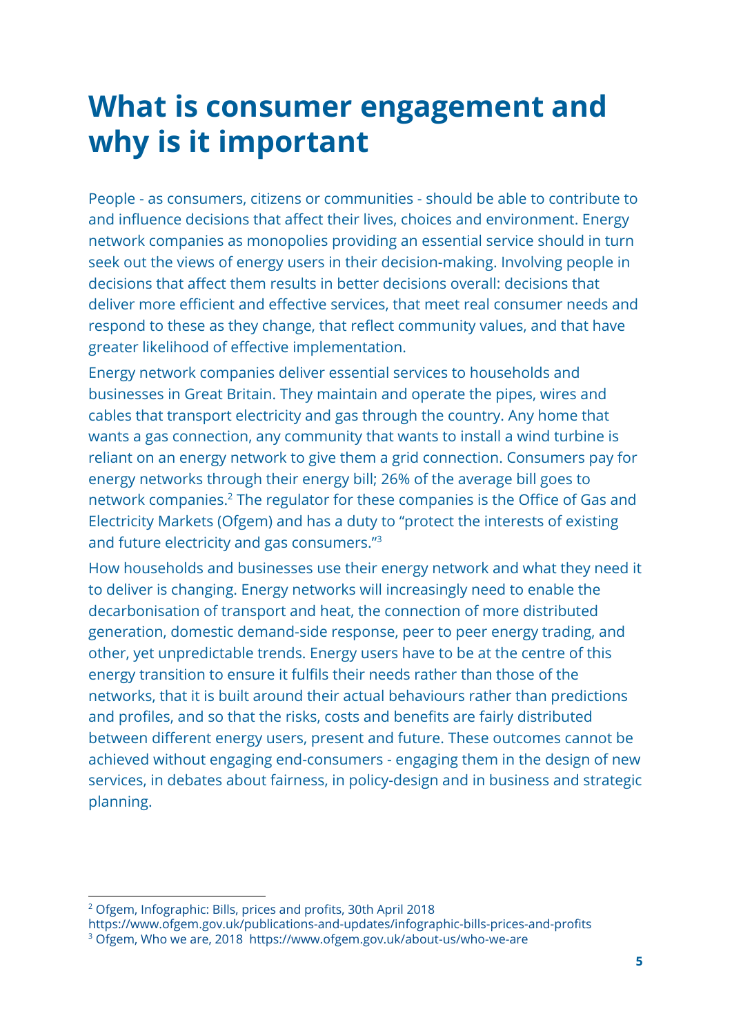# What is consumer engagement and why is it important

People - as consumers, citizens or communities - should be able to contribute to and influence decisions that affect their lives, choices and environment. Energy network companies as monopolies providing an essential service should in turn seek out the views of energy users in their decision-making. Involving people in decisions that affect them results in better decisions overall: decisions that deliver more efficient and effective services, that meet real consumer needs and respond to these as they change, that reflect community values, and that have greater likelihood of effective implementation.

Energy network companies deliver essential services to households and businesses in Great Britain. They maintain and operate the pipes, wires and cables that transport electricity and gas through the country. Any home that wants a gas connection, any community that wants to install a wind turbine is reliant on an energy network to give them a grid connection. Consumers pay for energy networks through their energy bill; 26% of the average bill goes to network companies.[2] The regulator for these companies is the Office of Gas and Electricity Markets (Ofgem) and has a duty to "protect the interests of existing and future electricity and gas consumers."[3]

How households and businesses use their energy network and what they need it to deliver is changing. Energy networks will increasingly need to enable the decarbonisation of transport and heat, the connection of more distributed generation, domestic demand-side response, peer to peer energy trading, and other, yet unpredictable trends. Energy users have to be at the centre of this energy transition to ensure it fulfils their needs rather than those of the networks, that it is built around their actual behaviours rather than predictions and profiles, and so that the risks, costs and benefits are fairly distributed between different energy users, present and future. These outcomes cannot be achieved without engaging end-consumers - engaging them in the design of new services, in debates about fairness, in policy-design and in business and strategic planning.

---

[2] Ofgem, Infographic: Bills, prices and profits, 30th April 2018 https://www.ofgem.gov.uk/publications-and-updates/infographic-bills-prices-and-profits

[3] Ofgem, Who we are, 2018 https://www.ofgem.gov.uk/about-us/who-we-are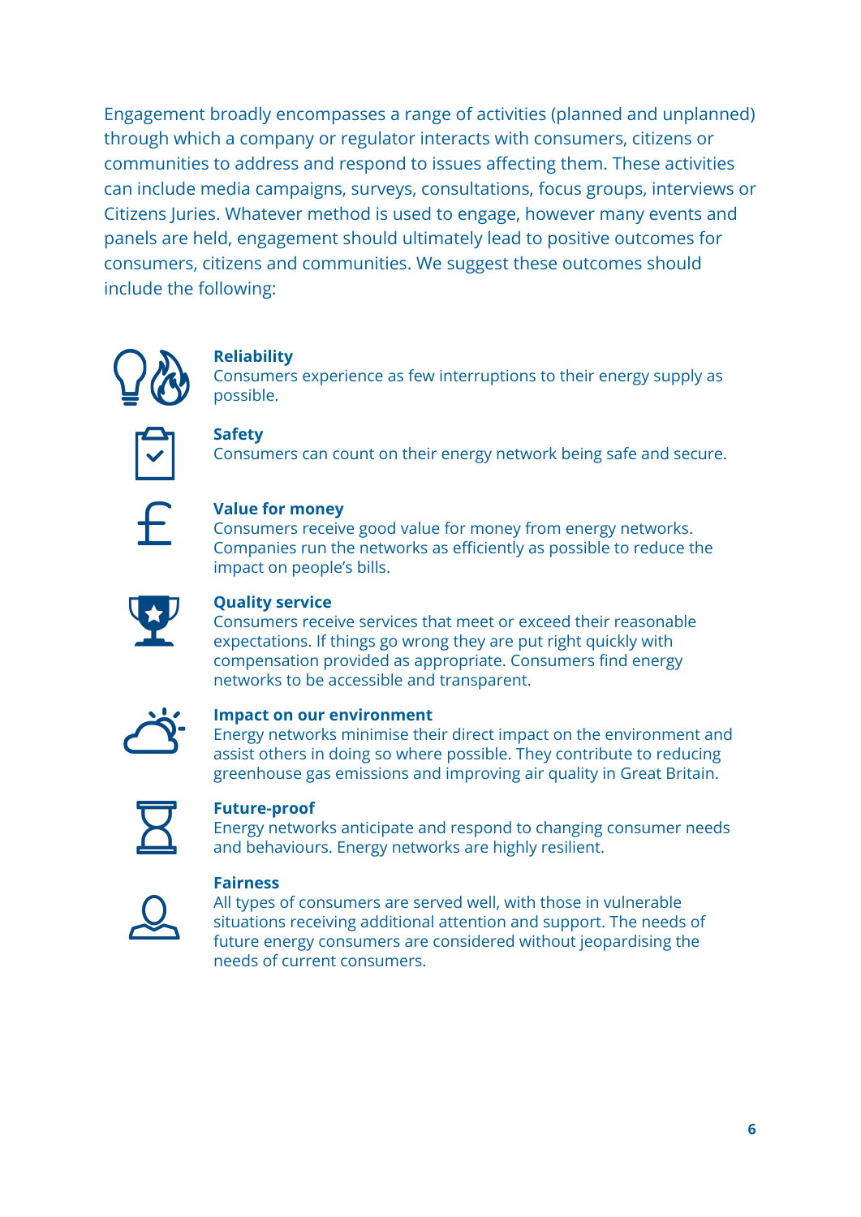Engagement broadly encompasses a range of activities (planned and unplanned) through which a company or regulator interacts with consumers, citizens or communities to address and respond to issues affecting them. These activities can include media campaigns, surveys, consultations, focus groups, interviews or Citizens Juries. Whatever method is used to engage, however many events and panels are held, engagement should ultimately lead to positive outcomes for consumers, citizens and communities. We suggest these outcomes should include the following:

**Reliability**
Consumers experience as few interruptions to their energy supply as possible.

**Safety**
Consumers can count on their energy network being safe and secure.

**Value for money**
Consumers receive good value for money from energy networks. Companies run the networks as efficiently as possible to reduce the impact on people's bills.

**Quality service**
Consumers receive services that meet or exceed their reasonable expectations. If things go wrong they are put right quickly with compensation provided as appropriate. Consumers find energy networks to be accessible and transparent.

**Impact on our environment**
Energy networks minimise their direct impact on the environment and assist others in doing so where possible. They contribute to reducing greenhouse gas emissions and improving air quality in Great Britain.

**Future-proof**
Energy networks anticipate and respond to changing consumer needs and behaviours. Energy networks are highly resilient.

**Fairness**
All types of consumers are served well, with those in vulnerable situations receiving additional attention and support. The needs of future energy consumers are considered without jeopardising the needs of current consumers.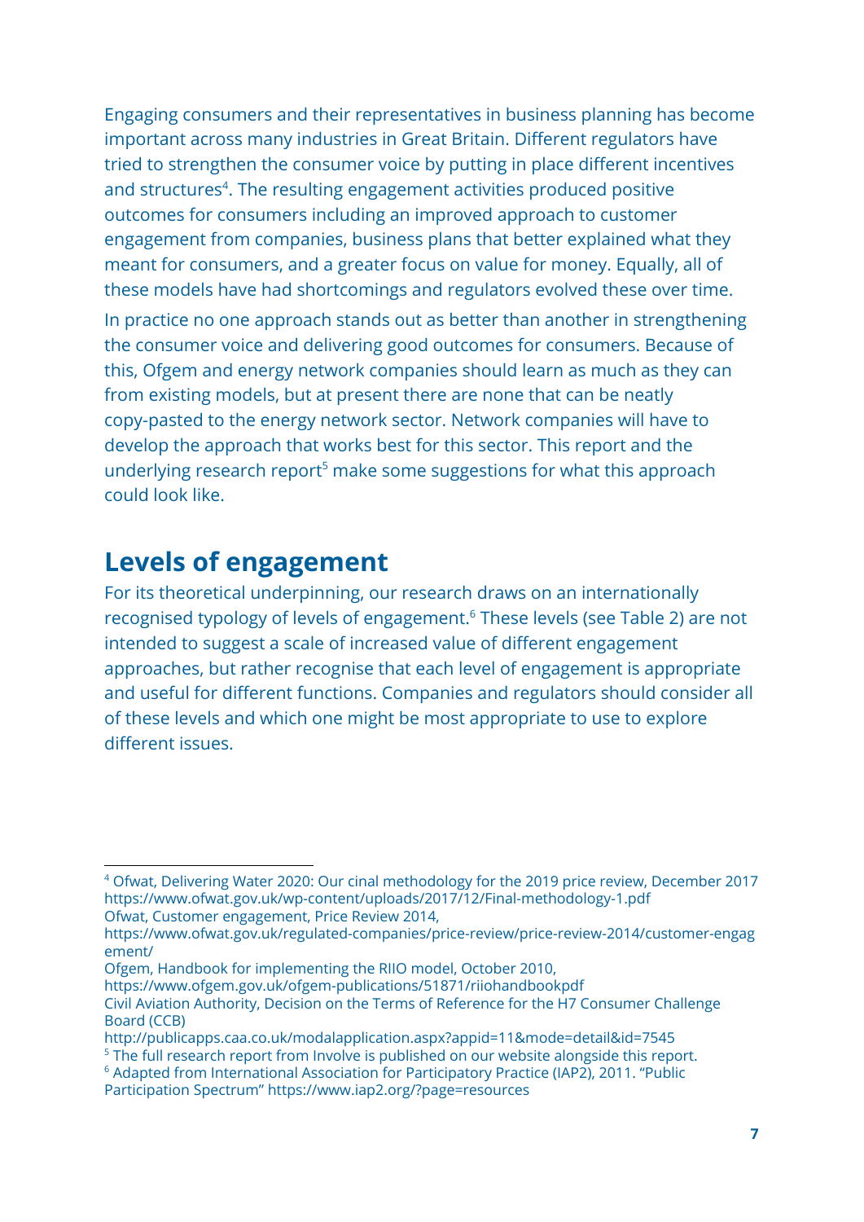Engaging consumers and their representatives in business planning has become important across many industries in Great Britain. Different regulators have tried to strengthen the consumer voice by putting in place different incentives and structures[4]. The resulting engagement activities produced positive outcomes for consumers including an improved approach to customer engagement from companies, business plans that better explained what they meant for consumers, and a greater focus on value for money. Equally, all of these models have had shortcomings and regulators evolved these over time.

In practice no one approach stands out as better than another in strengthening the consumer voice and delivering good outcomes for consumers. Because of this, Ofgem and energy network companies should learn as much as they can from existing models, but at present there are none that can be neatly copy-pasted to the energy network sector. Network companies will have to develop the approach that works best for this sector. This report and the underlying research report[5] make some suggestions for what this approach could look like.

## Levels of engagement

For its theoretical underpinning, our research draws on an internationally recognised typology of levels of engagement.[6] These levels (see Table 2) are not intended to suggest a scale of increased value of different engagement approaches, but rather recognise that each level of engagement is appropriate and useful for different functions. Companies and regulators should consider all of these levels and which one might be most appropriate to use to explore different issues.

---

[4] Ofwat, Delivering Water 2020: Our cinal methodology for the 2019 price review, December 2017 https://www.ofwat.gov.uk/wp-content/uploads/2017/12/Final-methodology-1.pdf
Ofwat, Customer engagement, Price Review 2014,
https://www.ofwat.gov.uk/regulated-companies/price-review/price-review-2014/customer-engagement/
Ofgem, Handbook for implementing the RIIO model, October 2010,
https://www.ofgem.gov.uk/ofgem-publications/51871/riiohandbookpdf
Civil Aviation Authority, Decision on the Terms of Reference for the H7 Consumer Challenge Board (CCB)
http://publicapps.caa.co.uk/modalapplication.aspx?appid=11&mode=detail&id=7545

[5] The full research report from Involve is published on our website alongside this report.

[6] Adapted from International Association for Participatory Practice (IAP2), 2011. "Public Participation Spectrum" https://www.iap2.org/?page=resources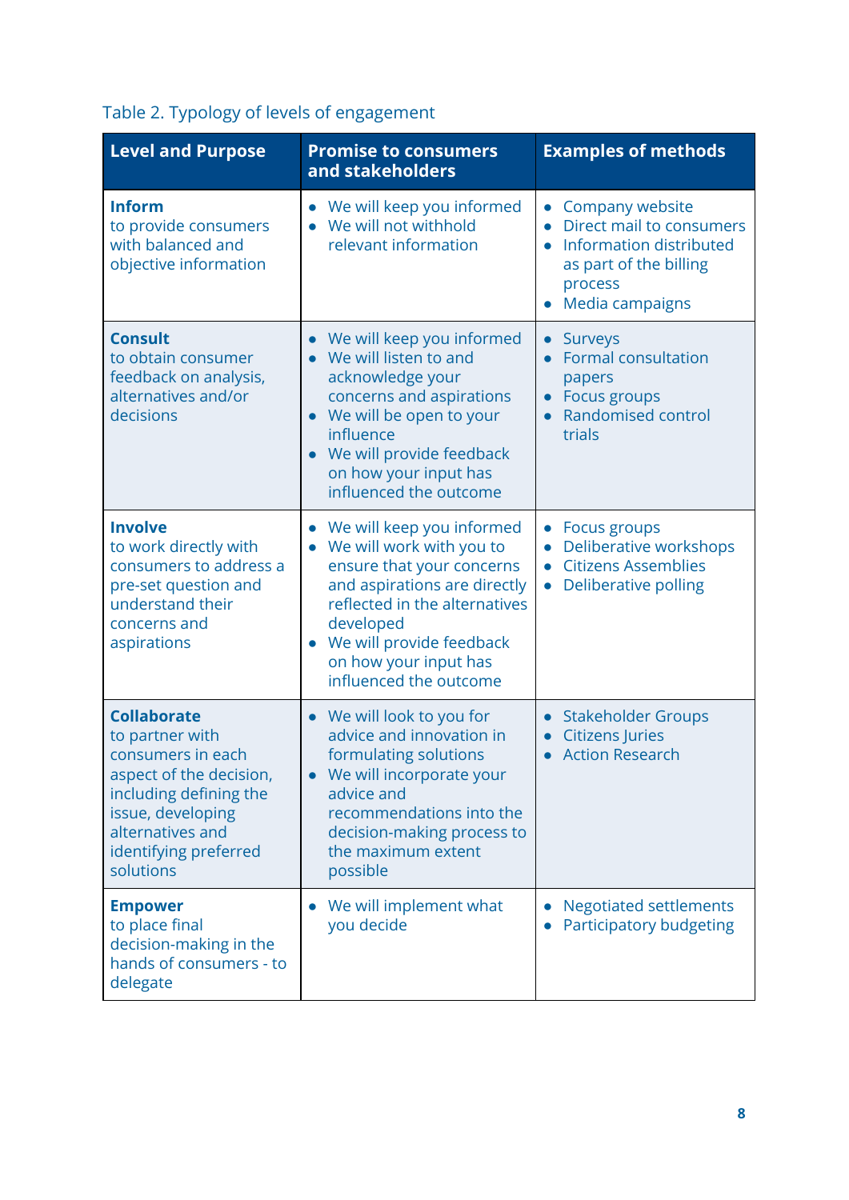Table 2. Typology of levels of engagement

| Level and Purpose | Promise to consumers and stakeholders | Examples of methods |
|---|---|---|
| **Inform**<br>to provide consumers with balanced and objective information | • We will keep you informed<br>• We will not withhold relevant information | • Company website<br>• Direct mail to consumers<br>• Information distributed as part of the billing process<br>• Media campaigns |
| **Consult**<br>to obtain consumer feedback on analysis, alternatives and/or decisions | • We will keep you informed<br>• We will listen to and acknowledge your concerns and aspirations<br>• We will be open to your influence<br>• We will provide feedback on how your input has influenced the outcome | • Surveys<br>• Formal consultation papers<br>• Focus groups<br>• Randomised control trials |
| **Involve**<br>to work directly with consumers to address a pre-set question and understand their concerns and aspirations | • We will keep you informed<br>• We will work with you to ensure that your concerns and aspirations are directly reflected in the alternatives developed<br>• We will provide feedback on how your input has influenced the outcome | • Focus groups<br>• Deliberative workshops<br>• Citizens Assemblies<br>• Deliberative polling |
| **Collaborate**<br>to partner with consumers in each aspect of the decision, including defining the issue, developing alternatives and identifying preferred solutions | • We will look to you for advice and innovation in formulating solutions<br>• We will incorporate your advice and recommendations into the decision-making process to the maximum extent possible | • Stakeholder Groups<br>• Citizens Juries<br>• Action Research |
| **Empower**<br>to place final decision-making in the hands of consumers - to delegate | • We will implement what you decide | • Negotiated settlements<br>• Participatory budgeting |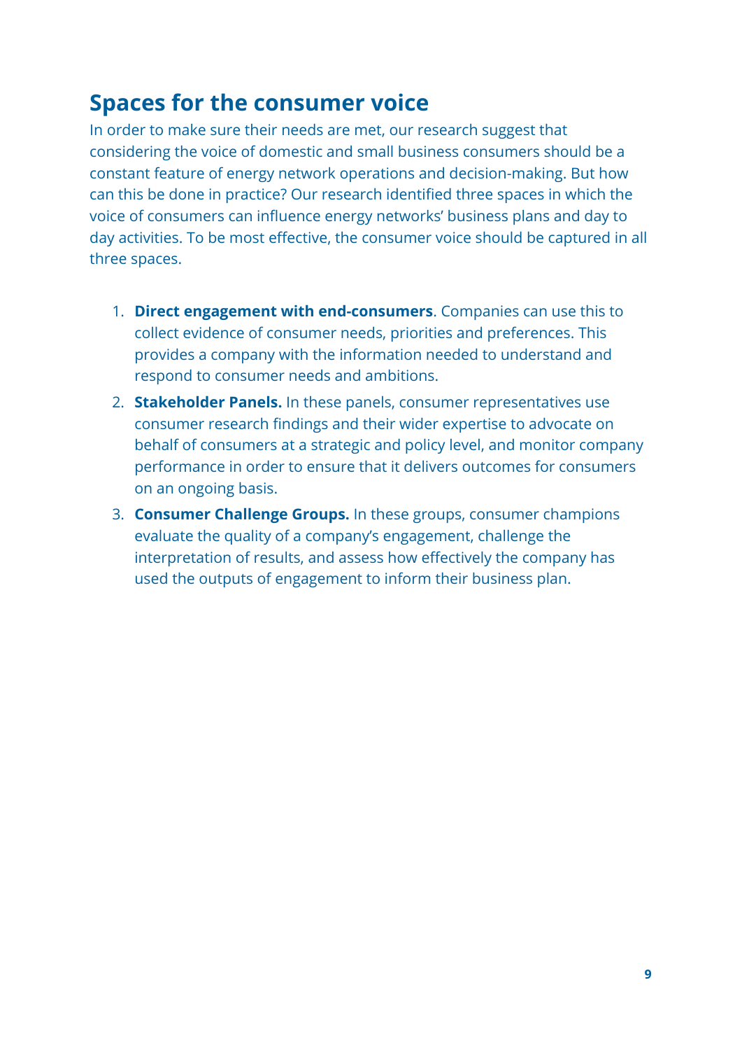## Spaces for the consumer voice

In order to make sure their needs are met, our research suggest that considering the voice of domestic and small business consumers should be a constant feature of energy network operations and decision-making. But how can this be done in practice? Our research identified three spaces in which the voice of consumers can influence energy networks' business plans and day to day activities. To be most effective, the consumer voice should be captured in all three spaces.

1. **Direct engagement with end-consumers**. Companies can use this to collect evidence of consumer needs, priorities and preferences. This provides a company with the information needed to understand and respond to consumer needs and ambitions.
2. **Stakeholder Panels.** In these panels, consumer representatives use consumer research findings and their wider expertise to advocate on behalf of consumers at a strategic and policy level, and monitor company performance in order to ensure that it delivers outcomes for consumers on an ongoing basis.
3. **Consumer Challenge Groups.** In these groups, consumer champions evaluate the quality of a company's engagement, challenge the interpretation of results, and assess how effectively the company has used the outputs of engagement to inform their business plan.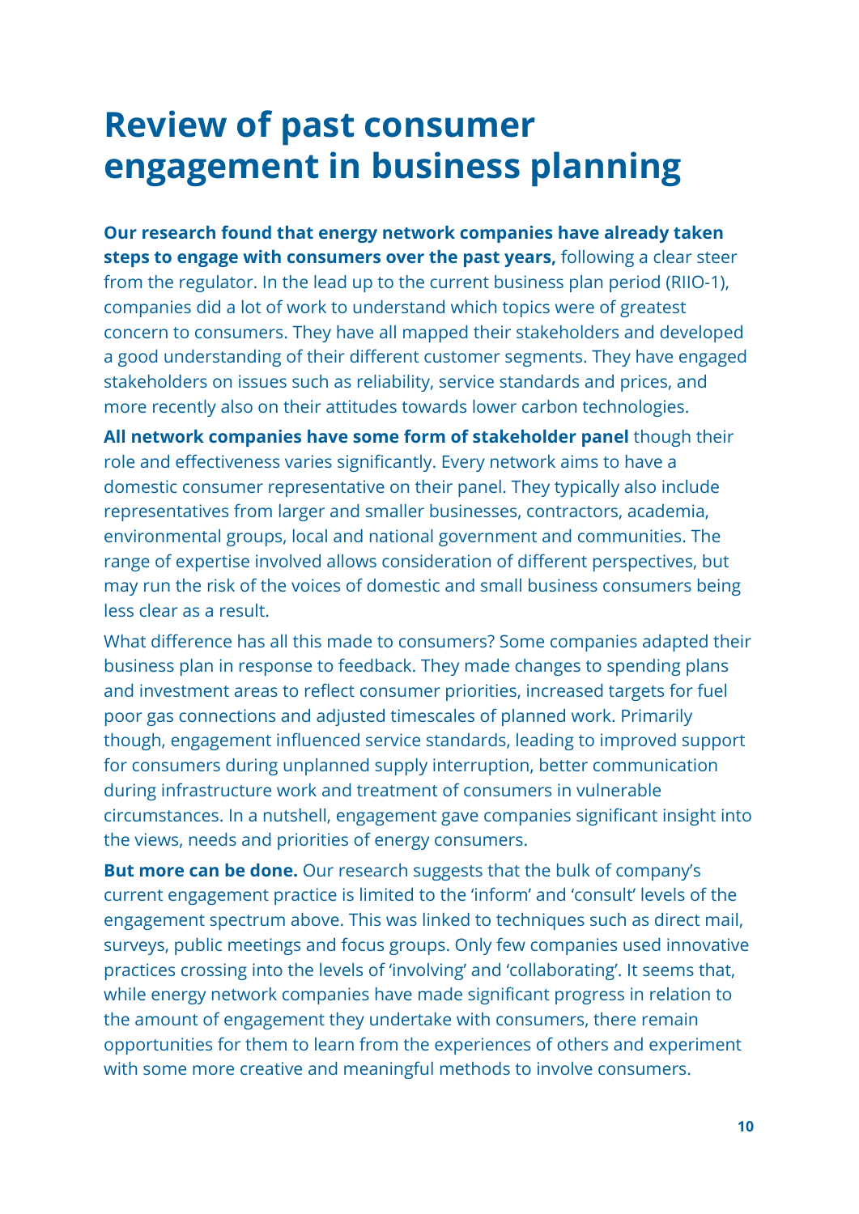# Review of past consumer engagement in business planning

**Our research found that energy network companies have already taken steps to engage with consumers over the past years,** following a clear steer from the regulator. In the lead up to the current business plan period (RIIO-1), companies did a lot of work to understand which topics were of greatest concern to consumers. They have all mapped their stakeholders and developed a good understanding of their different customer segments. They have engaged stakeholders on issues such as reliability, service standards and prices, and more recently also on their attitudes towards lower carbon technologies.

**All network companies have some form of stakeholder panel** though their role and effectiveness varies significantly. Every network aims to have a domestic consumer representative on their panel. They typically also include representatives from larger and smaller businesses, contractors, academia, environmental groups, local and national government and communities. The range of expertise involved allows consideration of different perspectives, but may run the risk of the voices of domestic and small business consumers being less clear as a result.

What difference has all this made to consumers? Some companies adapted their business plan in response to feedback. They made changes to spending plans and investment areas to reflect consumer priorities, increased targets for fuel poor gas connections and adjusted timescales of planned work. Primarily though, engagement influenced service standards, leading to improved support for consumers during unplanned supply interruption, better communication during infrastructure work and treatment of consumers in vulnerable circumstances. In a nutshell, engagement gave companies significant insight into the views, needs and priorities of energy consumers.

**But more can be done.** Our research suggests that the bulk of company's current engagement practice is limited to the 'inform' and 'consult' levels of the engagement spectrum above. This was linked to techniques such as direct mail, surveys, public meetings and focus groups. Only few companies used innovative practices crossing into the levels of 'involving' and 'collaborating'. It seems that, while energy network companies have made significant progress in relation to the amount of engagement they undertake with consumers, there remain opportunities for them to learn from the experiences of others and experiment with some more creative and meaningful methods to involve consumers.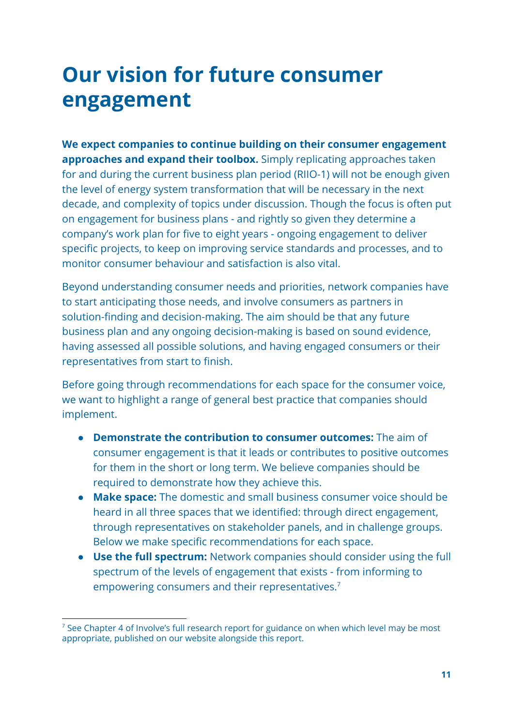# Our vision for future consumer engagement

**We expect companies to continue building on their consumer engagement approaches and expand their toolbox.** Simply replicating approaches taken for and during the current business plan period (RIIO-1) will not be enough given the level of energy system transformation that will be necessary in the next decade, and complexity of topics under discussion. Though the focus is often put on engagement for business plans - and rightly so given they determine a company's work plan for five to eight years - ongoing engagement to deliver specific projects, to keep on improving service standards and processes, and to monitor consumer behaviour and satisfaction is also vital.

Beyond understanding consumer needs and priorities, network companies have to start anticipating those needs, and involve consumers as partners in solution-finding and decision-making. The aim should be that any future business plan and any ongoing decision-making is based on sound evidence, having assessed all possible solutions, and having engaged consumers or their representatives from start to finish.

Before going through recommendations for each space for the consumer voice, we want to highlight a range of general best practice that companies should implement.

- **Demonstrate the contribution to consumer outcomes:** The aim of consumer engagement is that it leads or contributes to positive outcomes for them in the short or long term. We believe companies should be required to demonstrate how they achieve this.
- **Make space:** The domestic and small business consumer voice should be heard in all three spaces that we identified: through direct engagement, through representatives on stakeholder panels, and in challenge groups. Below we make specific recommendations for each space.
- **Use the full spectrum:** Network companies should consider using the full spectrum of the levels of engagement that exists - from informing to empowering consumers and their representatives.[7]

[7] See Chapter 4 of Involve's full research report for guidance on when which level may be most appropriate, published on our website alongside this report.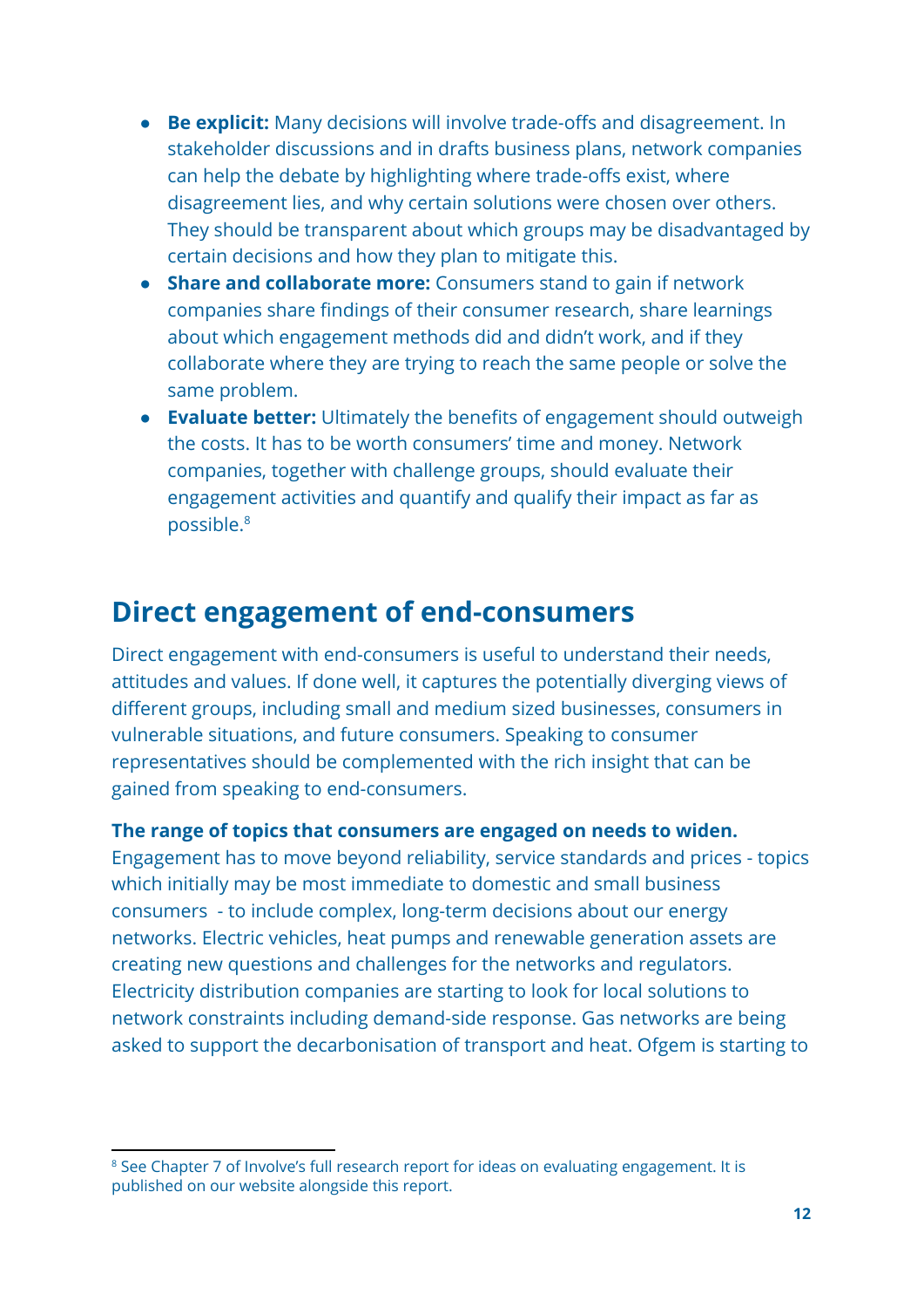- **Be explicit:** Many decisions will involve trade-offs and disagreement. In stakeholder discussions and in drafts business plans, network companies can help the debate by highlighting where trade-offs exist, where disagreement lies, and why certain solutions were chosen over others. They should be transparent about which groups may be disadvantaged by certain decisions and how they plan to mitigate this.
- **Share and collaborate more:** Consumers stand to gain if network companies share findings of their consumer research, share learnings about which engagement methods did and didn't work, and if they collaborate where they are trying to reach the same people or solve the same problem.
- **Evaluate better:** Ultimately the benefits of engagement should outweigh the costs. It has to be worth consumers' time and money. Network companies, together with challenge groups, should evaluate their engagement activities and quantify and qualify their impact as far as possible.[8]

## Direct engagement of end-consumers

Direct engagement with end-consumers is useful to understand their needs, attitudes and values. If done well, it captures the potentially diverging views of different groups, including small and medium sized businesses, consumers in vulnerable situations, and future consumers. Speaking to consumer representatives should be complemented with the rich insight that can be gained from speaking to end-consumers.

**The range of topics that consumers are engaged on needs to widen.** Engagement has to move beyond reliability, service standards and prices - topics which initially may be most immediate to domestic and small business consumers - to include complex, long-term decisions about our energy networks. Electric vehicles, heat pumps and renewable generation assets are creating new questions and challenges for the networks and regulators. Electricity distribution companies are starting to look for local solutions to network constraints including demand-side response. Gas networks are being asked to support the decarbonisation of transport and heat. Ofgem is starting to

[8] See Chapter 7 of Involve's full research report for ideas on evaluating engagement. It is published on our website alongside this report.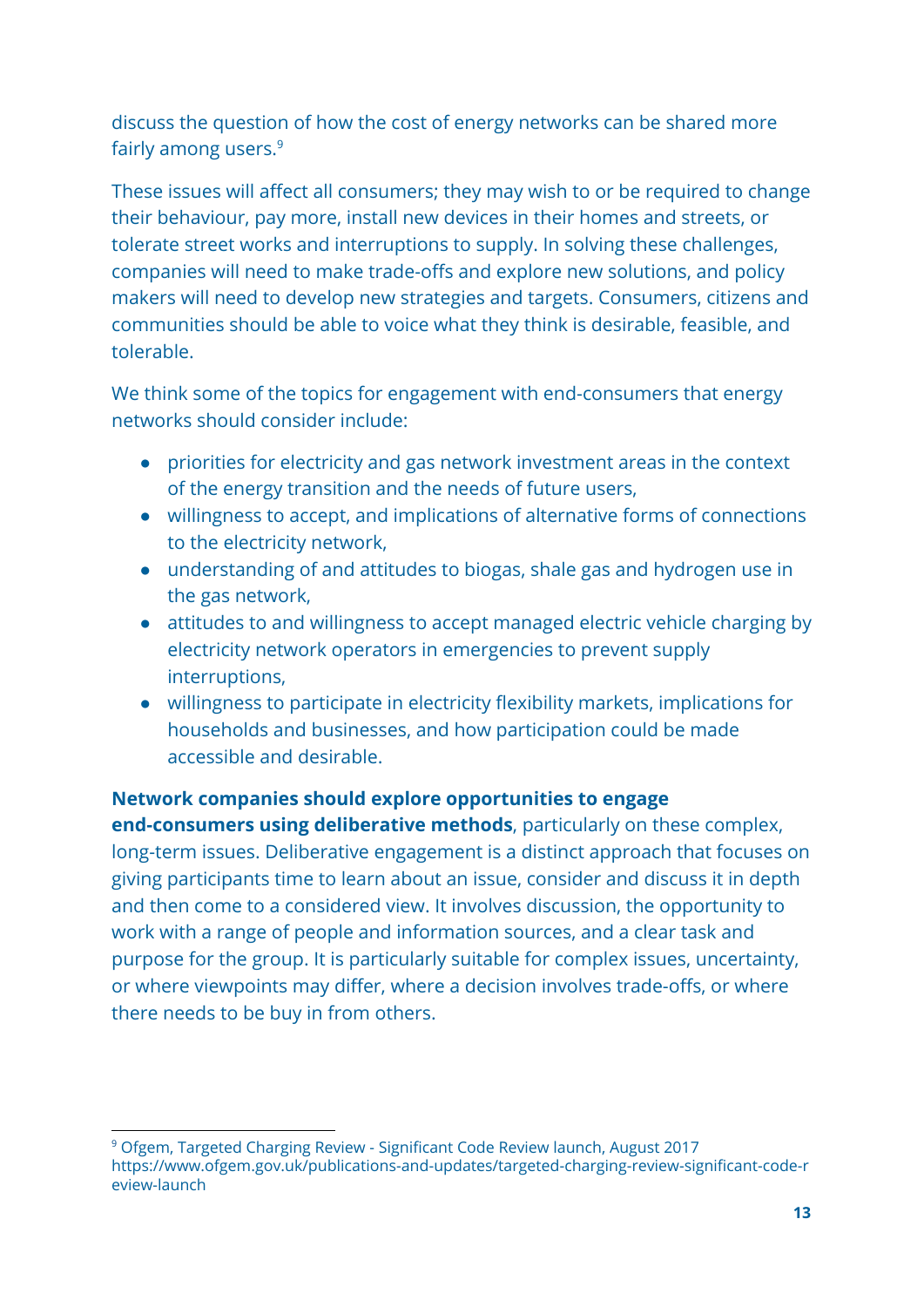discuss the question of how the cost of energy networks can be shared more fairly among users.[9]

These issues will affect all consumers; they may wish to or be required to change their behaviour, pay more, install new devices in their homes and streets, or tolerate street works and interruptions to supply. In solving these challenges, companies will need to make trade-offs and explore new solutions, and policy makers will need to develop new strategies and targets. Consumers, citizens and communities should be able to voice what they think is desirable, feasible, and tolerable.

We think some of the topics for engagement with end-consumers that energy networks should consider include:

- priorities for electricity and gas network investment areas in the context of the energy transition and the needs of future users,
- willingness to accept, and implications of alternative forms of connections to the electricity network,
- understanding of and attitudes to biogas, shale gas and hydrogen use in the gas network,
- attitudes to and willingness to accept managed electric vehicle charging by electricity network operators in emergencies to prevent supply interruptions,
- willingness to participate in electricity flexibility markets, implications for households and businesses, and how participation could be made accessible and desirable.

**Network companies should explore opportunities to engage end-consumers using deliberative methods**, particularly on these complex, long-term issues. Deliberative engagement is a distinct approach that focuses on giving participants time to learn about an issue, consider and discuss it in depth and then come to a considered view. It involves discussion, the opportunity to work with a range of people and information sources, and a clear task and purpose for the group. It is particularly suitable for complex issues, uncertainty, or where viewpoints may differ, where a decision involves trade-offs, or where there needs to be buy in from others.

[9] Ofgem, Targeted Charging Review - Significant Code Review launch, August 2017 https://www.ofgem.gov.uk/publications-and-updates/targeted-charging-review-significant-code-review-launch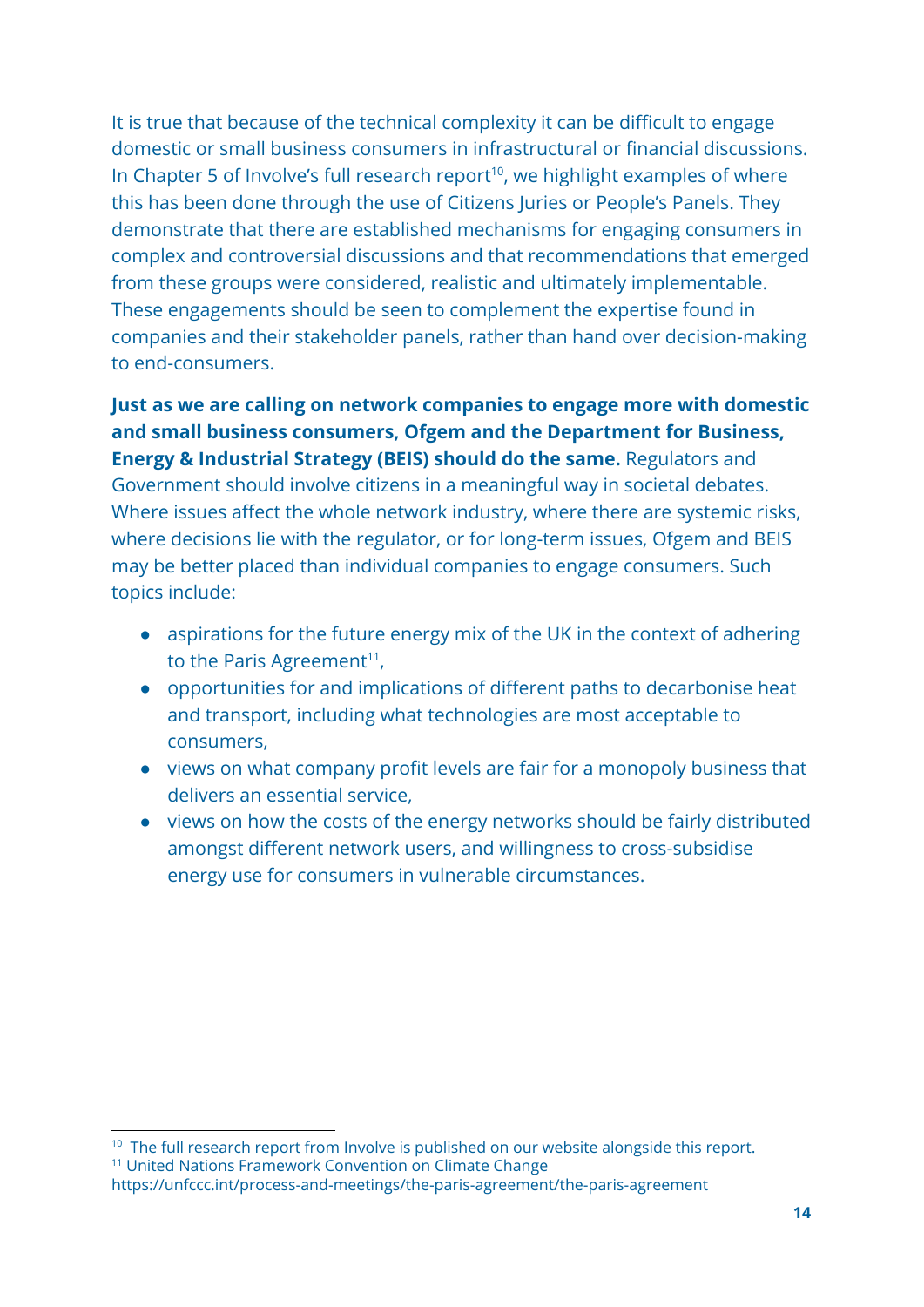It is true that because of the technical complexity it can be difficult to engage domestic or small business consumers in infrastructural or financial discussions. In Chapter 5 of Involve's full research report[10], we highlight examples of where this has been done through the use of Citizens Juries or People's Panels. They demonstrate that there are established mechanisms for engaging consumers in complex and controversial discussions and that recommendations that emerged from these groups were considered, realistic and ultimately implementable. These engagements should be seen to complement the expertise found in companies and their stakeholder panels, rather than hand over decision-making to end-consumers.

**Just as we are calling on network companies to engage more with domestic and small business consumers, Ofgem and the Department for Business, Energy & Industrial Strategy (BEIS) should do the same.** Regulators and Government should involve citizens in a meaningful way in societal debates. Where issues affect the whole network industry, where there are systemic risks, where decisions lie with the regulator, or for long-term issues, Ofgem and BEIS may be better placed than individual companies to engage consumers. Such topics include:

- aspirations for the future energy mix of the UK in the context of adhering to the Paris Agreement[11],
- opportunities for and implications of different paths to decarbonise heat and transport, including what technologies are most acceptable to consumers,
- views on what company profit levels are fair for a monopoly business that delivers an essential service,
- views on how the costs of the energy networks should be fairly distributed amongst different network users, and willingness to cross-subsidise energy use for consumers in vulnerable circumstances.

---

[10] The full research report from Involve is published on our website alongside this report.

[11] United Nations Framework Convention on Climate Change https://unfccc.int/process-and-meetings/the-paris-agreement/the-paris-agreement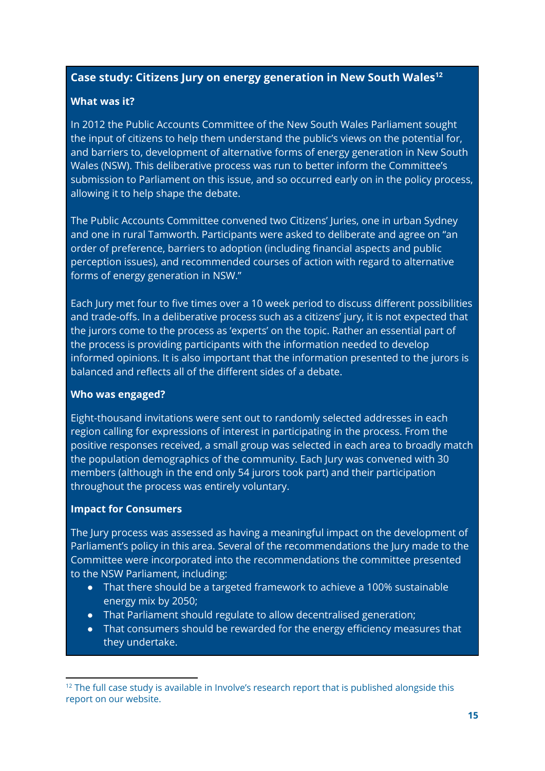### Case study: Citizens Jury on energy generation in New South Wales[12]

**What was it?**

In 2012 the Public Accounts Committee of the New South Wales Parliament sought the input of citizens to help them understand the public's views on the potential for, and barriers to, development of alternative forms of energy generation in New South Wales (NSW). This deliberative process was run to better inform the Committee's submission to Parliament on this issue, and so occurred early on in the policy process, allowing it to help shape the debate.

The Public Accounts Committee convened two Citizens' Juries, one in urban Sydney and one in rural Tamworth. Participants were asked to deliberate and agree on "an order of preference, barriers to adoption (including financial aspects and public perception issues), and recommended courses of action with regard to alternative forms of energy generation in NSW."

Each Jury met four to five times over a 10 week period to discuss different possibilities and trade-offs. In a deliberative process such as a citizens' jury, it is not expected that the jurors come to the process as 'experts' on the topic. Rather an essential part of the process is providing participants with the information needed to develop informed opinions. It is also important that the information presented to the jurors is balanced and reflects all of the different sides of a debate.

**Who was engaged?**

Eight-thousand invitations were sent out to randomly selected addresses in each region calling for expressions of interest in participating in the process. From the positive responses received, a small group was selected in each area to broadly match the population demographics of the community. Each Jury was convened with 30 members (although in the end only 54 jurors took part) and their participation throughout the process was entirely voluntary.

**Impact for Consumers**

The Jury process was assessed as having a meaningful impact on the development of Parliament's policy in this area. Several of the recommendations the Jury made to the Committee were incorporated into the recommendations the committee presented to the NSW Parliament, including:

- That there should be a targeted framework to achieve a 100% sustainable energy mix by 2050;
- That Parliament should regulate to allow decentralised generation;
- That consumers should be rewarded for the energy efficiency measures that they undertake.

---

[12] The full case study is available in Involve's research report that is published alongside this report on our website.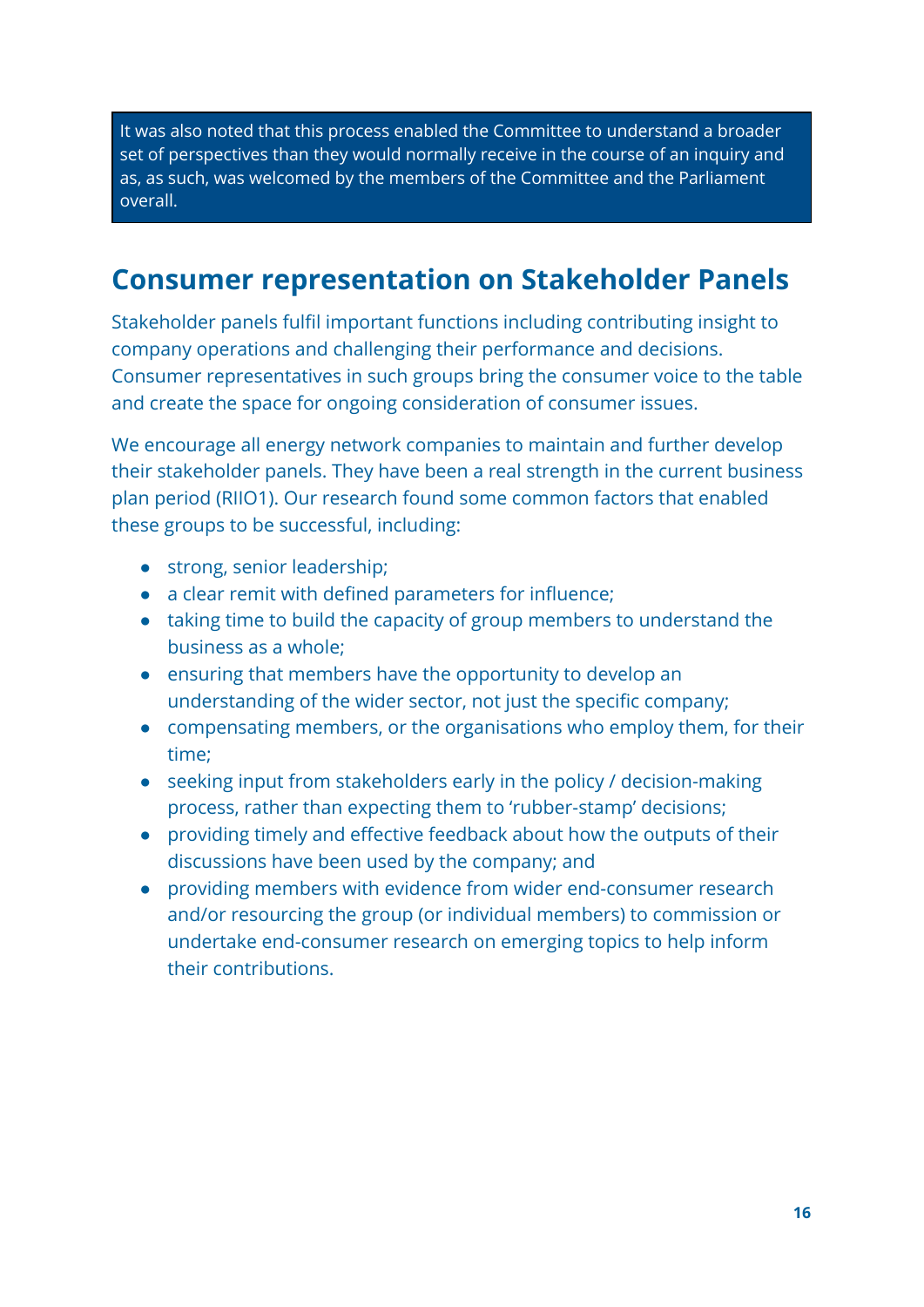It was also noted that this process enabled the Committee to understand a broader set of perspectives than they would normally receive in the course of an inquiry and as, as such, was welcomed by the members of the Committee and the Parliament overall.

## Consumer representation on Stakeholder Panels

Stakeholder panels fulfil important functions including contributing insight to company operations and challenging their performance and decisions. Consumer representatives in such groups bring the consumer voice to the table and create the space for ongoing consideration of consumer issues.

We encourage all energy network companies to maintain and further develop their stakeholder panels. They have been a real strength in the current business plan period (RIIO1). Our research found some common factors that enabled these groups to be successful, including:

- strong, senior leadership;
- a clear remit with defined parameters for influence;
- taking time to build the capacity of group members to understand the business as a whole;
- ensuring that members have the opportunity to develop an understanding of the wider sector, not just the specific company;
- compensating members, or the organisations who employ them, for their time;
- seeking input from stakeholders early in the policy / decision-making process, rather than expecting them to 'rubber-stamp' decisions;
- providing timely and effective feedback about how the outputs of their discussions have been used by the company; and
- providing members with evidence from wider end-consumer research and/or resourcing the group (or individual members) to commission or undertake end-consumer research on emerging topics to help inform their contributions.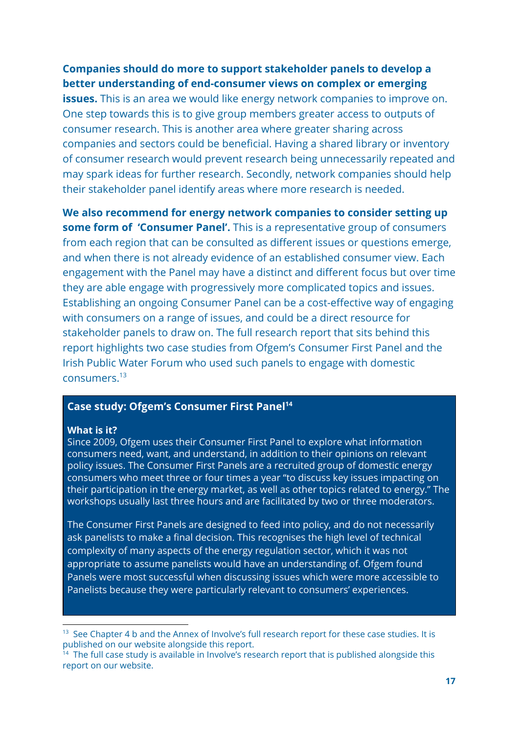**Companies should do more to support stakeholder panels to develop a better understanding of end-consumer views on complex or emerging issues.** This is an area we would like energy network companies to improve on. One step towards this is to give group members greater access to outputs of consumer research. This is another area where greater sharing across companies and sectors could be beneficial. Having a shared library or inventory of consumer research would prevent research being unnecessarily repeated and may spark ideas for further research. Secondly, network companies should help their stakeholder panel identify areas where more research is needed.

**We also recommend for energy network companies to consider setting up some form of 'Consumer Panel'.** This is a representative group of consumers from each region that can be consulted as different issues or questions emerge, and when there is not already evidence of an established consumer view. Each engagement with the Panel may have a distinct and different focus but over time they are able engage with progressively more complicated topics and issues. Establishing an ongoing Consumer Panel can be a cost-effective way of engaging with consumers on a range of issues, and could be a direct resource for stakeholder panels to draw on. The full research report that sits behind this report highlights two case studies from Ofgem's Consumer First Panel and the Irish Public Water Forum who used such panels to engage with domestic consumers.[13]

### Case study: Ofgem's Consumer First Panel[14]

**What is it?**
Since 2009, Ofgem uses their Consumer First Panel to explore what information consumers need, want, and understand, in addition to their opinions on relevant policy issues. The Consumer First Panels are a recruited group of domestic energy consumers who meet three or four times a year "to discuss key issues impacting on their participation in the energy market, as well as other topics related to energy." The workshops usually last three hours and are facilitated by two or three moderators.

The Consumer First Panels are designed to feed into policy, and do not necessarily ask panelists to make a final decision. This recognises the high level of technical complexity of many aspects of the energy regulation sector, which it was not appropriate to assume panelists would have an understanding of. Ofgem found Panels were most successful when discussing issues which were more accessible to Panelists because they were particularly relevant to consumers' experiences.

[13] See Chapter 4 b and the Annex of Involve's full research report for these case studies. It is published on our website alongside this report.

[14] The full case study is available in Involve's research report that is published alongside this report on our website.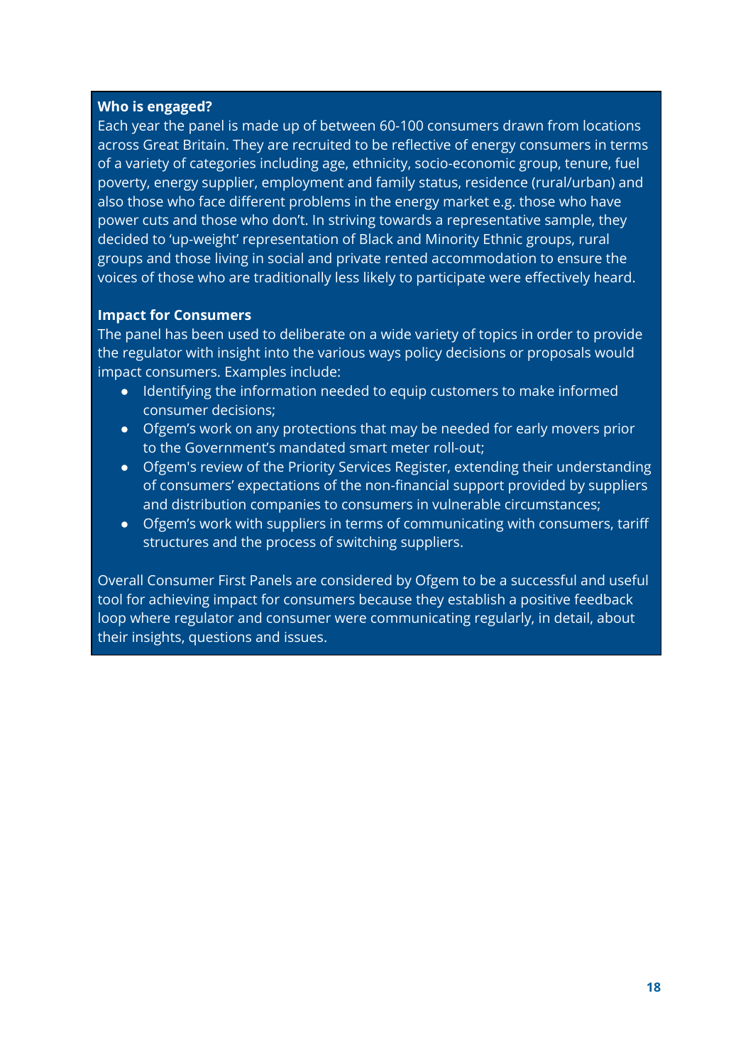**Who is engaged?**

Each year the panel is made up of between 60-100 consumers drawn from locations across Great Britain. They are recruited to be reflective of energy consumers in terms of a variety of categories including age, ethnicity, socio-economic group, tenure, fuel poverty, energy supplier, employment and family status, residence (rural/urban) and also those who face different problems in the energy market e.g. those who have power cuts and those who don't. In striving towards a representative sample, they decided to 'up-weight' representation of Black and Minority Ethnic groups, rural groups and those living in social and private rented accommodation to ensure the voices of those who are traditionally less likely to participate were effectively heard.

**Impact for Consumers**

The panel has been used to deliberate on a wide variety of topics in order to provide the regulator with insight into the various ways policy decisions or proposals would impact consumers. Examples include:

- Identifying the information needed to equip customers to make informed consumer decisions;
- Ofgem's work on any protections that may be needed for early movers prior to the Government's mandated smart meter roll-out;
- Ofgem's review of the Priority Services Register, extending their understanding of consumers' expectations of the non-financial support provided by suppliers and distribution companies to consumers in vulnerable circumstances;
- Ofgem's work with suppliers in terms of communicating with consumers, tariff structures and the process of switching suppliers.

Overall Consumer First Panels are considered by Ofgem to be a successful and useful tool for achieving impact for consumers because they establish a positive feedback loop where regulator and consumer were communicating regularly, in detail, about their insights, questions and issues.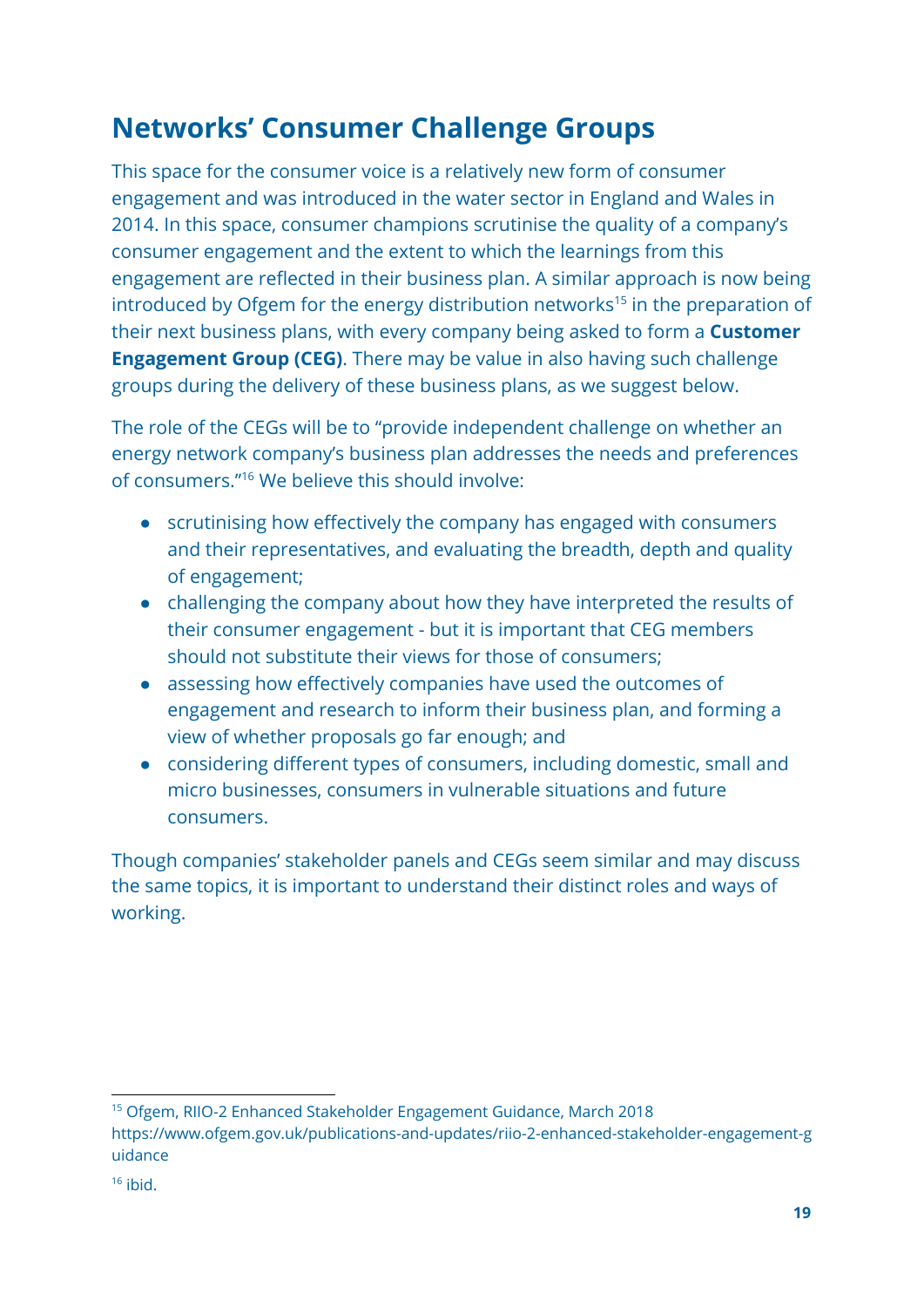## Networks' Consumer Challenge Groups

This space for the consumer voice is a relatively new form of consumer engagement and was introduced in the water sector in England and Wales in 2014. In this space, consumer champions scrutinise the quality of a company's consumer engagement and the extent to which the learnings from this engagement are reflected in their business plan. A similar approach is now being introduced by Ofgem for the energy distribution networks[15] in the preparation of their next business plans, with every company being asked to form a **Customer Engagement Group (CEG)**. There may be value in also having such challenge groups during the delivery of these business plans, as we suggest below.

The role of the CEGs will be to "provide independent challenge on whether an energy network company's business plan addresses the needs and preferences of consumers."[16] We believe this should involve:

- scrutinising how effectively the company has engaged with consumers and their representatives, and evaluating the breadth, depth and quality of engagement;
- challenging the company about how they have interpreted the results of their consumer engagement - but it is important that CEG members should not substitute their views for those of consumers;
- assessing how effectively companies have used the outcomes of engagement and research to inform their business plan, and forming a view of whether proposals go far enough; and
- considering different types of consumers, including domestic, small and micro businesses, consumers in vulnerable situations and future consumers.

Though companies' stakeholder panels and CEGs seem similar and may discuss the same topics, it is important to understand their distinct roles and ways of working.

---

[15] Ofgem, RIIO-2 Enhanced Stakeholder Engagement Guidance, March 2018 https://www.ofgem.gov.uk/publications-and-updates/riio-2-enhanced-stakeholder-engagement-guidance

[16] ibid.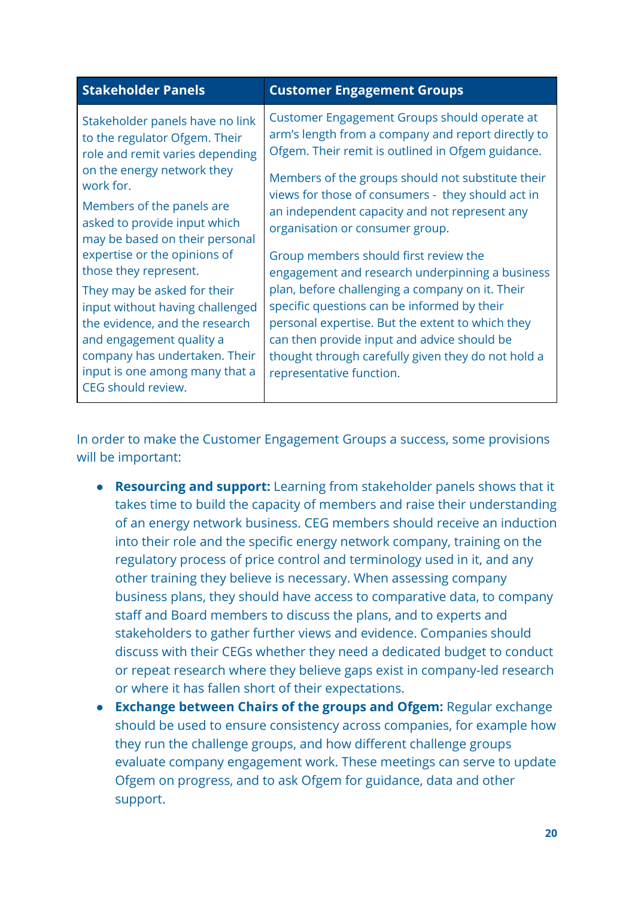| Stakeholder Panels | Customer Engagement Groups |
|---|---|
| Stakeholder panels have no link to the regulator Ofgem. Their role and remit varies depending on the energy network they work for.<br><br>Members of the panels are asked to provide input which may be based on their personal expertise or the opinions of those they represent.<br><br>They may be asked for their input without having challenged the evidence, and the research and engagement quality a company has undertaken. Their input is one among many that a CEG should review. | Customer Engagement Groups should operate at arm's length from a company and report directly to Ofgem. Their remit is outlined in Ofgem guidance.<br><br>Members of the groups should not substitute their views for those of consumers - they should act in an independent capacity and not represent any organisation or consumer group.<br><br>Group members should first review the engagement and research underpinning a business plan, before challenging a company on it. Their specific questions can be informed by their personal expertise. But the extent to which they can then provide input and advice should be thought through carefully given they do not hold a representative function. |

In order to make the Customer Engagement Groups a success, some provisions will be important:

- **Resourcing and support:** Learning from stakeholder panels shows that it takes time to build the capacity of members and raise their understanding of an energy network business. CEG members should receive an induction into their role and the specific energy network company, training on the regulatory process of price control and terminology used in it, and any other training they believe is necessary. When assessing company business plans, they should have access to comparative data, to company staff and Board members to discuss the plans, and to experts and stakeholders to gather further views and evidence. Companies should discuss with their CEGs whether they need a dedicated budget to conduct or repeat research where they believe gaps exist in company-led research or where it has fallen short of their expectations.
- **Exchange between Chairs of the groups and Ofgem:** Regular exchange should be used to ensure consistency across companies, for example how they run the challenge groups, and how different challenge groups evaluate company engagement work. These meetings can serve to update Ofgem on progress, and to ask Ofgem for guidance, data and other support.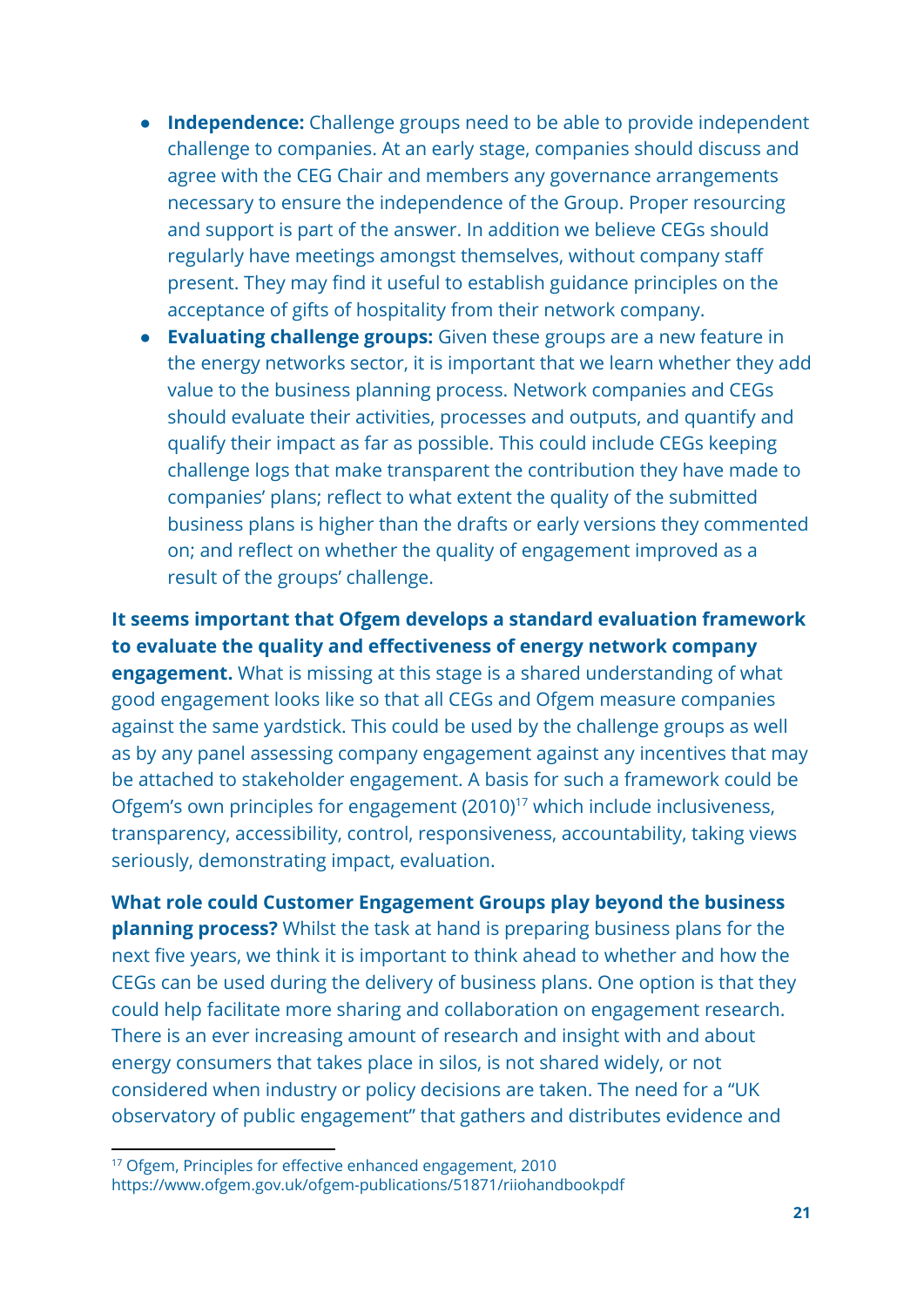- **Independence:** Challenge groups need to be able to provide independent challenge to companies. At an early stage, companies should discuss and agree with the CEG Chair and members any governance arrangements necessary to ensure the independence of the Group. Proper resourcing and support is part of the answer. In addition we believe CEGs should regularly have meetings amongst themselves, without company staff present. They may find it useful to establish guidance principles on the acceptance of gifts of hospitality from their network company.
- **Evaluating challenge groups:** Given these groups are a new feature in the energy networks sector, it is important that we learn whether they add value to the business planning process. Network companies and CEGs should evaluate their activities, processes and outputs, and quantify and qualify their impact as far as possible. This could include CEGs keeping challenge logs that make transparent the contribution they have made to companies' plans; reflect to what extent the quality of the submitted business plans is higher than the drafts or early versions they commented on; and reflect on whether the quality of engagement improved as a result of the groups' challenge.

**It seems important that Ofgem develops a standard evaluation framework to evaluate the quality and effectiveness of energy network company engagement.** What is missing at this stage is a shared understanding of what good engagement looks like so that all CEGs and Ofgem measure companies against the same yardstick. This could be used by the challenge groups as well as by any panel assessing company engagement against any incentives that may be attached to stakeholder engagement. A basis for such a framework could be Ofgem's own principles for engagement (2010)[17] which include inclusiveness, transparency, accessibility, control, responsiveness, accountability, taking views seriously, demonstrating impact, evaluation.

**What role could Customer Engagement Groups play beyond the business planning process?** Whilst the task at hand is preparing business plans for the next five years, we think it is important to think ahead to whether and how the CEGs can be used during the delivery of business plans. One option is that they could help facilitate more sharing and collaboration on engagement research. There is an ever increasing amount of research and insight with and about energy consumers that takes place in silos, is not shared widely, or not considered when industry or policy decisions are taken. The need for a "UK observatory of public engagement" that gathers and distributes evidence and

---

[17] Ofgem, Principles for effective enhanced engagement, 2010 https://www.ofgem.gov.uk/ofgem-publications/51871/riiohandbookpdf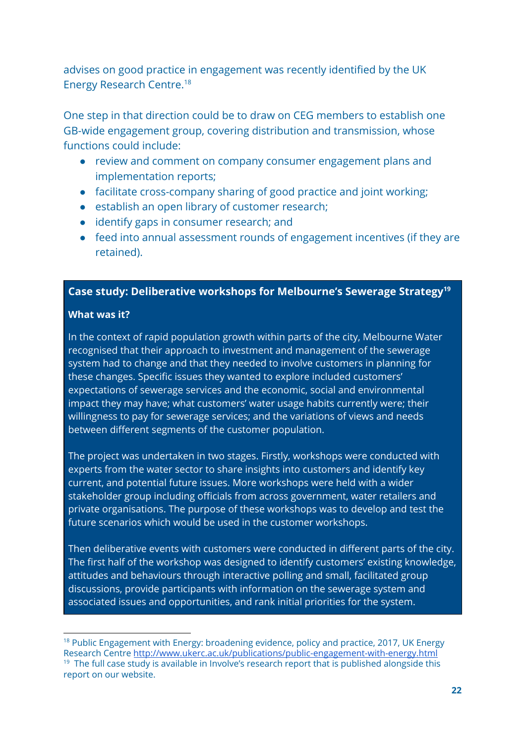advises on good practice in engagement was recently identified by the UK Energy Research Centre.[18]

One step in that direction could be to draw on CEG members to establish one GB-wide engagement group, covering distribution and transmission, whose functions could include:

- review and comment on company consumer engagement plans and implementation reports;
- facilitate cross-company sharing of good practice and joint working;
- establish an open library of customer research;
- identify gaps in consumer research; and
- feed into annual assessment rounds of engagement incentives (if they are retained).

### Case study: Deliberative workshops for Melbourne's Sewerage Strategy[19]

**What was it?**

In the context of rapid population growth within parts of the city, Melbourne Water recognised that their approach to investment and management of the sewerage system had to change and that they needed to involve customers in planning for these changes. Specific issues they wanted to explore included customers' expectations of sewerage services and the economic, social and environmental impact they may have; what customers' water usage habits currently were; their willingness to pay for sewerage services; and the variations of views and needs between different segments of the customer population.

The project was undertaken in two stages. Firstly, workshops were conducted with experts from the water sector to share insights into customers and identify key current, and potential future issues. More workshops were held with a wider stakeholder group including officials from across government, water retailers and private organisations. The purpose of these workshops was to develop and test the future scenarios which would be used in the customer workshops.

Then deliberative events with customers were conducted in different parts of the city. The first half of the workshop was designed to identify customers' existing knowledge, attitudes and behaviours through interactive polling and small, facilitated group discussions, provide participants with information on the sewerage system and associated issues and opportunities, and rank initial priorities for the system.

---

[18] Public Engagement with Energy: broadening evidence, policy and practice, 2017, UK Energy Research Centre http://www.ukerc.ac.uk/publications/public-engagement-with-energy.html

[19] The full case study is available in Involve's research report that is published alongside this report on our website.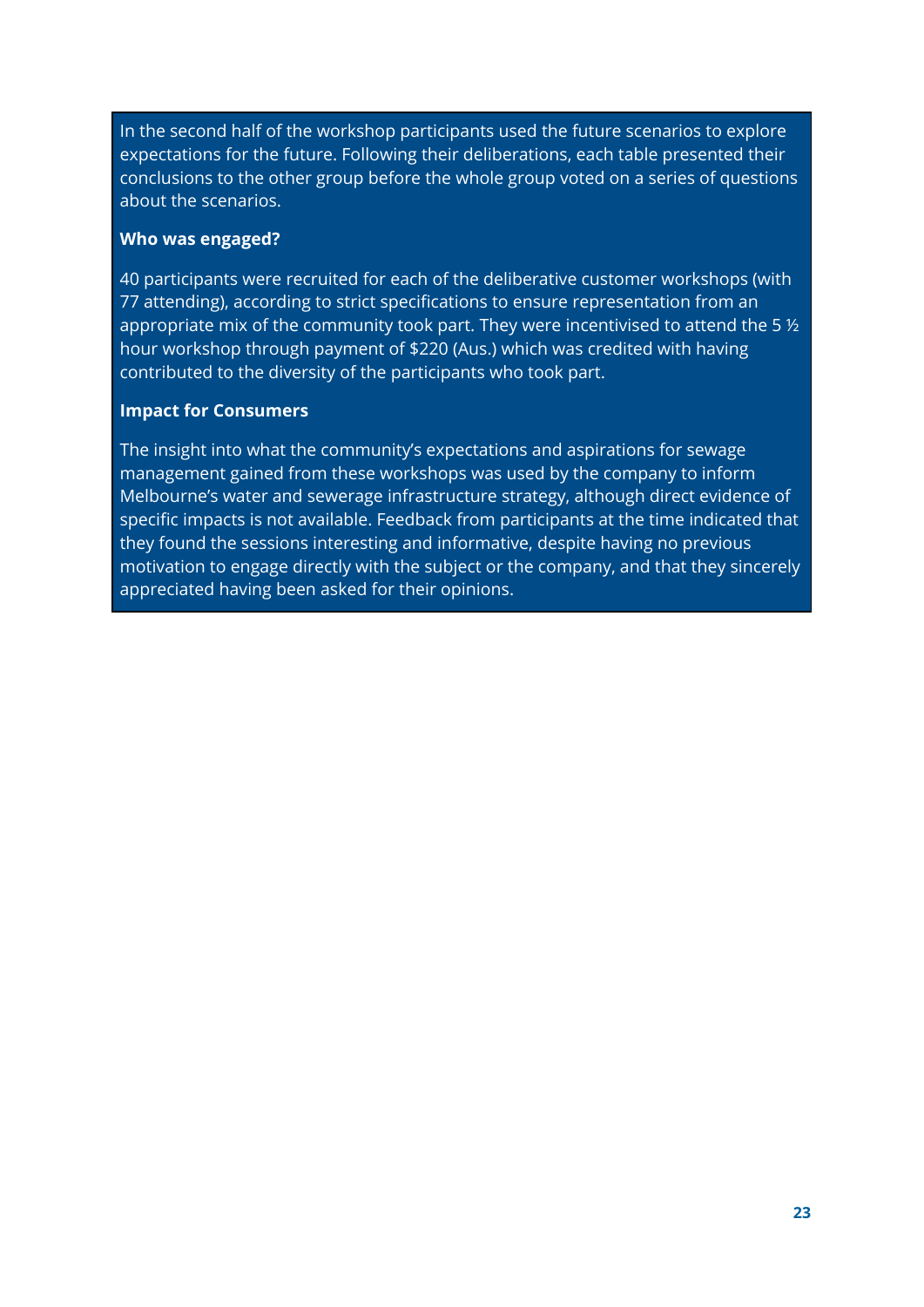In the second half of the workshop participants used the future scenarios to explore expectations for the future. Following their deliberations, each table presented their conclusions to the other group before the whole group voted on a series of questions about the scenarios.

**Who was engaged?**

40 participants were recruited for each of the deliberative customer workshops (with 77 attending), according to strict specifications to ensure representation from an appropriate mix of the community took part. They were incentivised to attend the 5 ½ hour workshop through payment of $220 (Aus.) which was credited with having contributed to the diversity of the participants who took part.

**Impact for Consumers**

The insight into what the community's expectations and aspirations for sewage management gained from these workshops was used by the company to inform Melbourne's water and sewerage infrastructure strategy, although direct evidence of specific impacts is not available. Feedback from participants at the time indicated that they found the sessions interesting and informative, despite having no previous motivation to engage directly with the subject or the company, and that they sincerely appreciated having been asked for their opinions.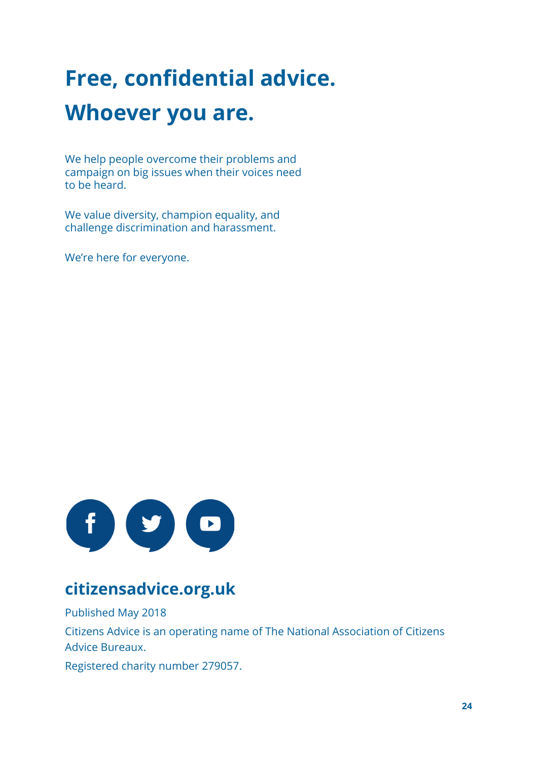# Free, confidential advice.
# Whoever you are.

We help people overcome their problems and campaign on big issues when their voices need to be heard.

We value diversity, champion equality, and challenge discrimination and harassment.

We're here for everyone.

## citizensadvice.org.uk

Published May 2018

Citizens Advice is an operating name of The National Association of Citizens Advice Bureaux.

Registered charity number 279057.